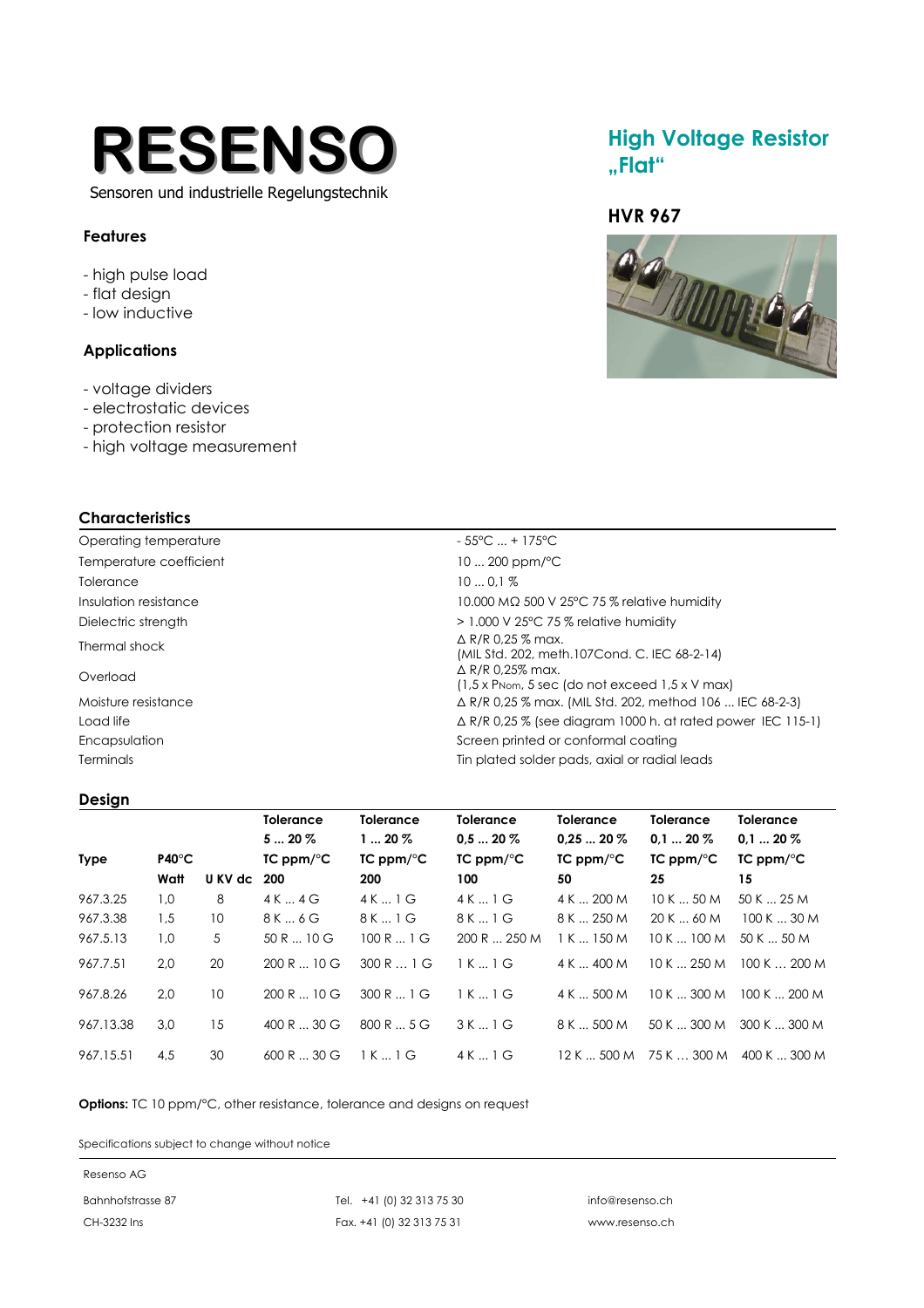# RESENSO

Sensoren und industrielle Regelungstechnik

## High Voltage Resistor „Flat“

### HVR 967

### Features

- high pulse load
- flat design
- low inductive

### Applications

- voltage dividers
- electrostatic devices
- protection resistor
- high voltage measurement

### Characteristics

| | |
|---|---|
| Operating temperature | - 55°C ... + 175°C |
| Temperature coefficient | 10 ... 200 ppm/°C |
| Tolerance | 10 ... 0,1 % |
| Insulation resistance | 10.000 MΩ 500 V 25°C 75 % relative humidity |
| Dielectric strength | > 1.000 V 25°C 75 % relative humidity |
| Thermal shock | Δ R/R 0,25 % max. (MIL Std. 202, meth.107Cond. C. IEC 68-2-14) |
| Overload | Δ R/R 0,25% max. (1,5 x $P_{Nom}$, 5 sec (do not exceed 1,5 x V max) |
| Moisture resistance | Δ R/R 0,25 % max. (MIL Std. 202, method 106 ... IEC 68-2-3) |
| Load life | Δ R/R 0,25 % (see diagram 1000 h. at rated power IEC 115-1) |
| Encapsulation | Screen printed or conformal coating |
| Terminals | Tin plated solder pads, axial or radial leads |

### Design

| Type | P40°C Watt | U KV dc | Tolerance 5 ... 20 % TC ppm/°C 200 | Tolerance 1 ... 20 % TC ppm/°C 200 | Tolerance 0,5 ... 20 % TC ppm/°C 100 | Tolerance 0,25 ... 20 % TC ppm/°C 50 | Tolerance 0,1 ... 20 % TC ppm/°C 25 | Tolerance 0,1 ... 20 % TC ppm/°C 15 |
|---|---|---|---|---|---|---|---|---|
| 967.3.25 | 1,0 | 8 | 4 K ... 4 G | 4 K ... 1 G | 4 K ... 1 G | 4 K ... 200 M | 10 K ... 50 M | 50 K ... 25 M |
| 967.3.38 | 1,5 | 10 | 8 K ... 6 G | 8 K ... 1 G | 8 K ... 1 G | 8 K ... 250 M | 20 K ... 60 M | 100 K ... 30 M |
| 967.5.13 | 1,0 | 5 | 50 R ... 10 G | 100 R ... 1 G | 200 R ... 250 M | 1 K ... 150 M | 10 K ... 100 M | 50 K ... 50 M |
| 967.7.51 | 2,0 | 20 | 200 R ... 10 G | 300 R ... 1 G | 1 K ... 1 G | 4 K ... 400 M | 10 K ... 250 M | 100 K ... 200 M |
| 967.8.26 | 2,0 | 10 | 200 R ... 10 G | 300 R ... 1 G | 1 K ... 1 G | 4 K ... 500 M | 10 K ... 300 M | 100 K ... 200 M |
| 967.13.38 | 3,0 | 15 | 400 R ... 30 G | 800 R ... 5 G | 3 K ... 1 G | 8 K ... 500 M | 50 K ... 300 M | 300 K ... 300 M |
| 967.15.51 | 4,5 | 30 | 600 R ... 30 G | 1 K ... 1 G | 4 K ... 1 G | 12 K ... 500 M | 75 K ... 300 M | 400 K ... 300 M |

**Options:** TC 10 ppm/°C, other resistance, tolerance and designs on request

Specifications subject to change without notice

Resenso AG

Bahnhofstrasse 87
CH-3232 Ins

Tel. +41 (0) 32 313 75 30
Fax. +41 (0) 32 313 75 31

info@resenso.ch
www.resenso.ch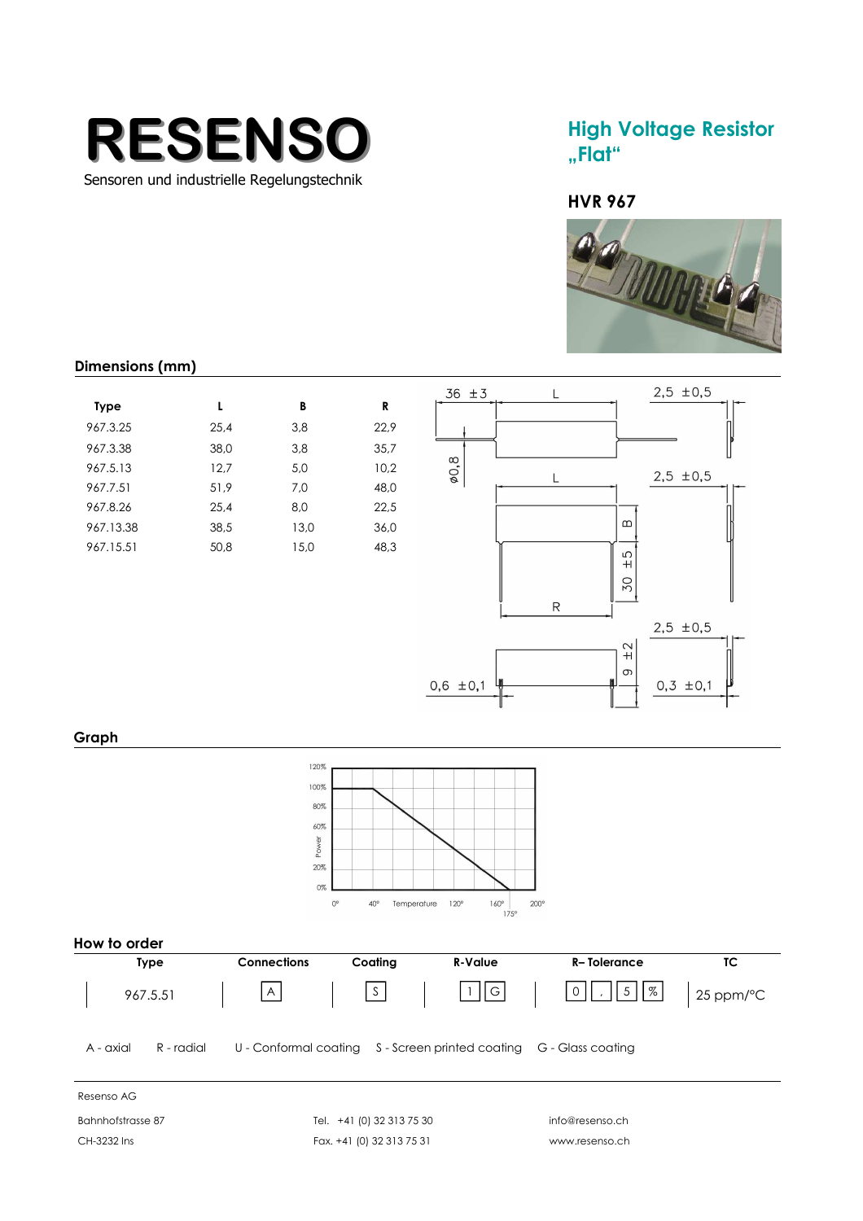# RESENSO

Sensoren und industrielle Regelungstechnik

## High Voltage Resistor „Flat“

### HVR 967

## Dimensions (mm)

| Type | L | B | R |
|---|---|---|---|
| 967.3.25 | 25,4 | 3,8 | 22,9 |
| 967.3.38 | 38,0 | 3,8 | 35,7 |
| 967.5.13 | 12,7 | 5,0 | 10,2 |
| 967.7.51 | 51,9 | 7,0 | 48,0 |
| 967.8.26 | 25,4 | 8,0 | 22,5 |
| 967.13.38 | 38,5 | 13,0 | 36,0 |
| 967.15.51 | 50,8 | 15,0 | 48,3 |

36 ±3
L
2,5 ±0,5
ø0,8
L
2,5 ±0,5
B
30 ±5
R
2,5 ±0,5
9 ±2
0,6 ±0,1
0,3 ±0,1

## Graph

120%
100%
80%
60%
Power
20%
0%
0°
40°
Temperature
120°
160°
175°
200°

## How to order

| Type | Connections | Coating | R-Value | R– Tolerance | TC |
|---|---|---|---|---|---|
| 967.5.51 | A | S | 1 G | 0 , 5 % | 25 ppm/°C |

A - axial  R - radial  U - Conformal coating  S - Screen printed coating  G - Glass coating

Resenso AG

Bahnhofstrasse 87
CH-3232 Ins

Tel. +41 (0) 32 313 75 30
Fax. +41 (0) 32 313 75 31

info@resenso.ch
www.resenso.ch